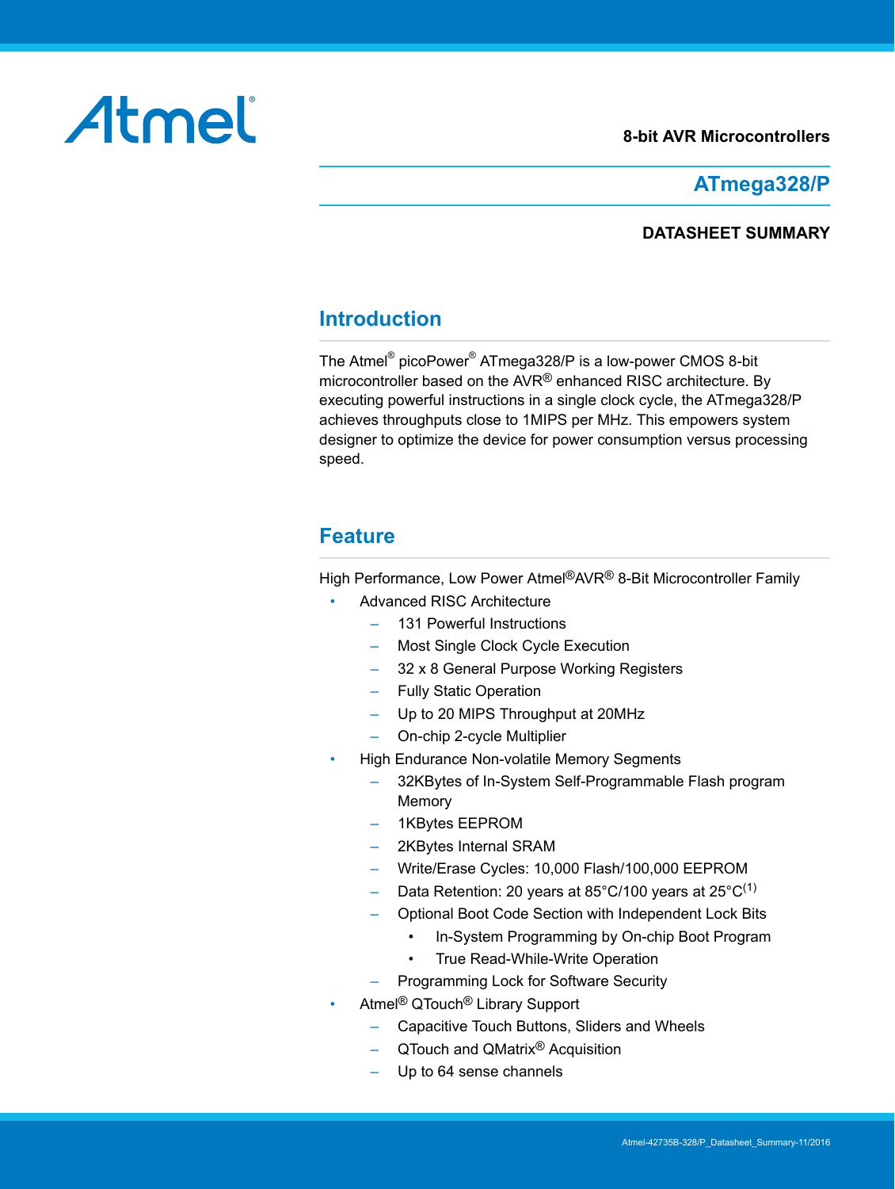8-bit AVR Microcontrollers

# ATmega328/P

**DATASHEET SUMMARY**

## Introduction

The Atmel® picoPower® ATmega328/P is a low-power CMOS 8-bit microcontroller based on the AVR® enhanced RISC architecture. By executing powerful instructions in a single clock cycle, the ATmega328/P achieves throughputs close to 1MIPS per MHz. This empowers system designer to optimize the device for power consumption versus processing speed.

## Feature

High Performance, Low Power Atmel®AVR® 8-Bit Microcontroller Family

- Advanced RISC Architecture
  - 131 Powerful Instructions
  - Most Single Clock Cycle Execution
  - 32 x 8 General Purpose Working Registers
  - Fully Static Operation
  - Up to 20 MIPS Throughput at 20MHz
  - On-chip 2-cycle Multiplier
- High Endurance Non-volatile Memory Segments
  - 32KBytes of In-System Self-Programmable Flash program Memory
  - 1KBytes EEPROM
  - 2KBytes Internal SRAM
  - Write/Erase Cycles: 10,000 Flash/100,000 EEPROM
  - Data Retention: 20 years at 85°C/100 years at 25°C[1]
  - Optional Boot Code Section with Independent Lock Bits
    - In-System Programming by On-chip Boot Program
    - True Read-While-Write Operation
  - Programming Lock for Software Security
- Atmel® QTouch® Library Support
  - Capacitive Touch Buttons, Sliders and Wheels
  - QTouch and QMatrix® Acquisition
  - Up to 64 sense channels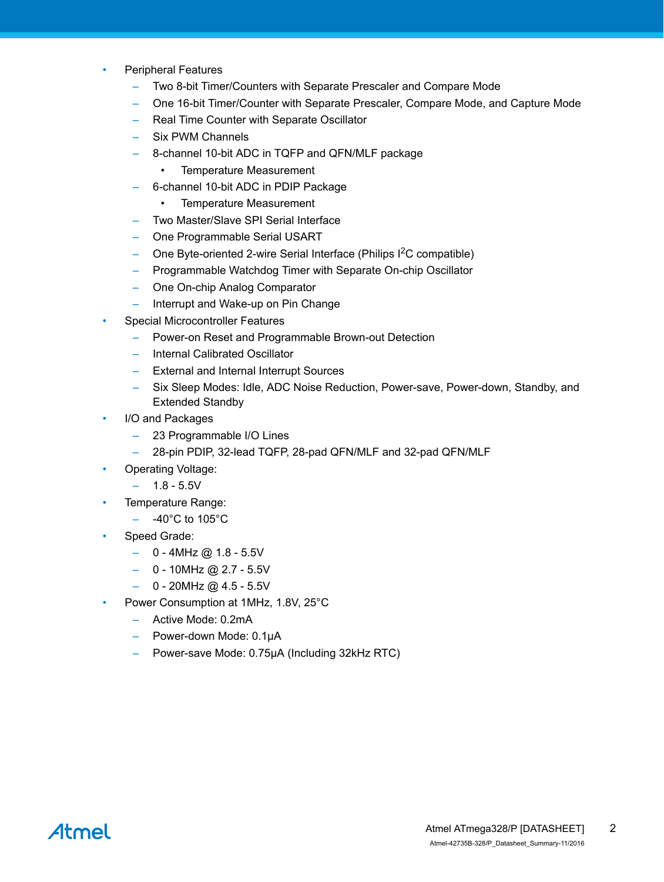- Peripheral Features
  - Two 8-bit Timer/Counters with Separate Prescaler and Compare Mode
  - One 16-bit Timer/Counter with Separate Prescaler, Compare Mode, and Capture Mode
  - Real Time Counter with Separate Oscillator
  - Six PWM Channels
  - 8-channel 10-bit ADC in TQFP and QFN/MLF package
    - Temperature Measurement
  - 6-channel 10-bit ADC in PDIP Package
    - Temperature Measurement
  - Two Master/Slave SPI Serial Interface
  - One Programmable Serial USART
  - One Byte-oriented 2-wire Serial Interface (Philips $I^2C$ compatible)
  - Programmable Watchdog Timer with Separate On-chip Oscillator
  - One On-chip Analog Comparator
  - Interrupt and Wake-up on Pin Change
- Special Microcontroller Features
  - Power-on Reset and Programmable Brown-out Detection
  - Internal Calibrated Oscillator
  - External and Internal Interrupt Sources
  - Six Sleep Modes: Idle, ADC Noise Reduction, Power-save, Power-down, Standby, and Extended Standby
- I/O and Packages
  - 23 Programmable I/O Lines
  - 28-pin PDIP, 32-lead TQFP, 28-pad QFN/MLF and 32-pad QFN/MLF
- Operating Voltage:
  - 1.8 - 5.5V
- Temperature Range:
  - -40°C to 105°C
- Speed Grade:
  - 0 - 4MHz @ 1.8 - 5.5V
  - 0 - 10MHz @ 2.7 - 5.5V
  - 0 - 20MHz @ 4.5 - 5.5V
- Power Consumption at 1MHz, 1.8V, 25°C
  - Active Mode: 0.2mA
  - Power-down Mode: 0.1µA
  - Power-save Mode: 0.75µA (Including 32kHz RTC)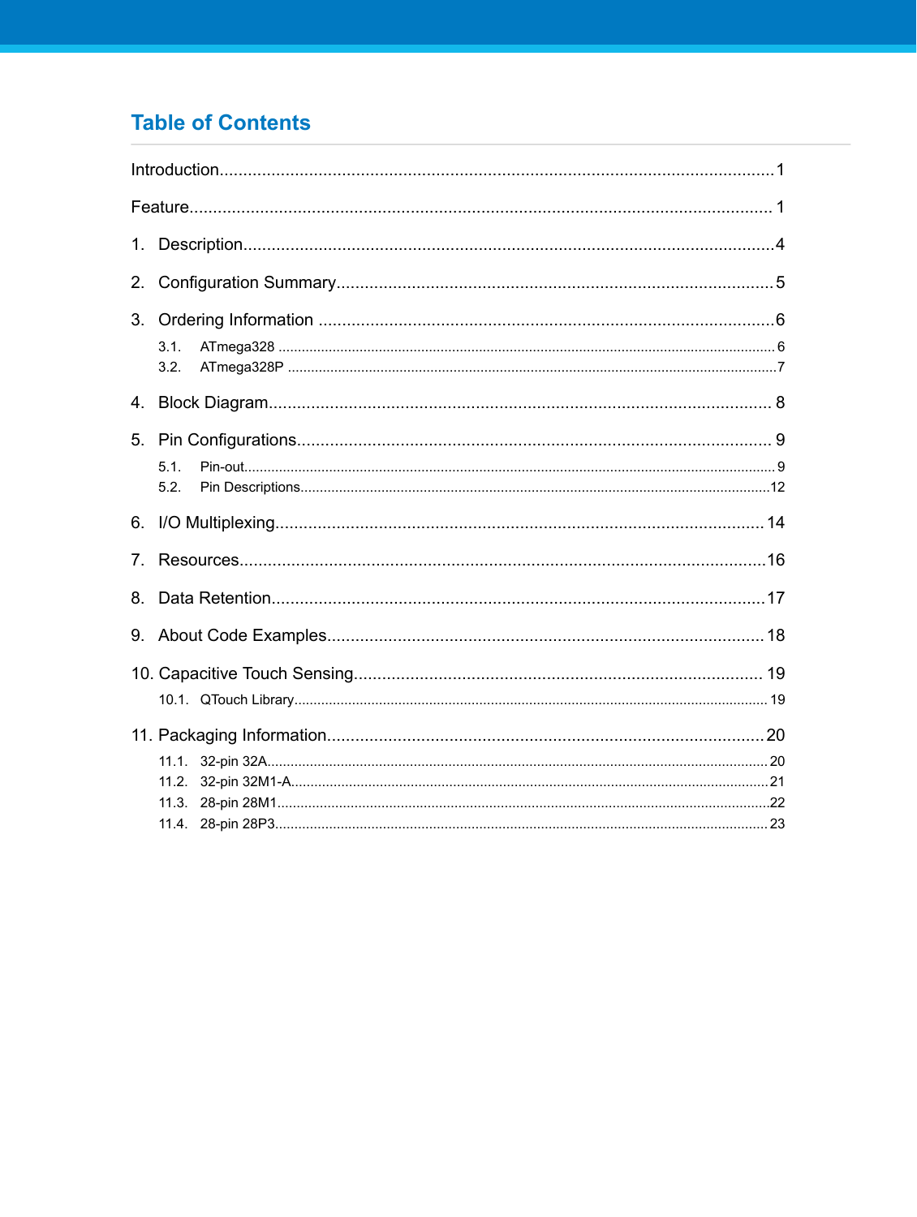# Table of Contents

Introduction......1

Feature......1

1. Description......4

2. Configuration Summary......5

3. Ordering Information......6
   - 3.1. ATmega328......6
   - 3.2. ATmega328P......7

4. Block Diagram......8

5. Pin Configurations......9
   - 5.1. Pin-out......9
   - 5.2. Pin Descriptions......12

6. I/O Multiplexing......14

7. Resources......16

8. Data Retention......17

9. About Code Examples......18

10. Capacitive Touch Sensing......19
    - 10.1. QTouch Library......19

11. Packaging Information......20
    - 11.1. 32-pin 32A......20
    - 11.2. 32-pin 32M1-A......21
    - 11.3. 28-pin 28M1......22
    - 11.4. 28-pin 28P3......23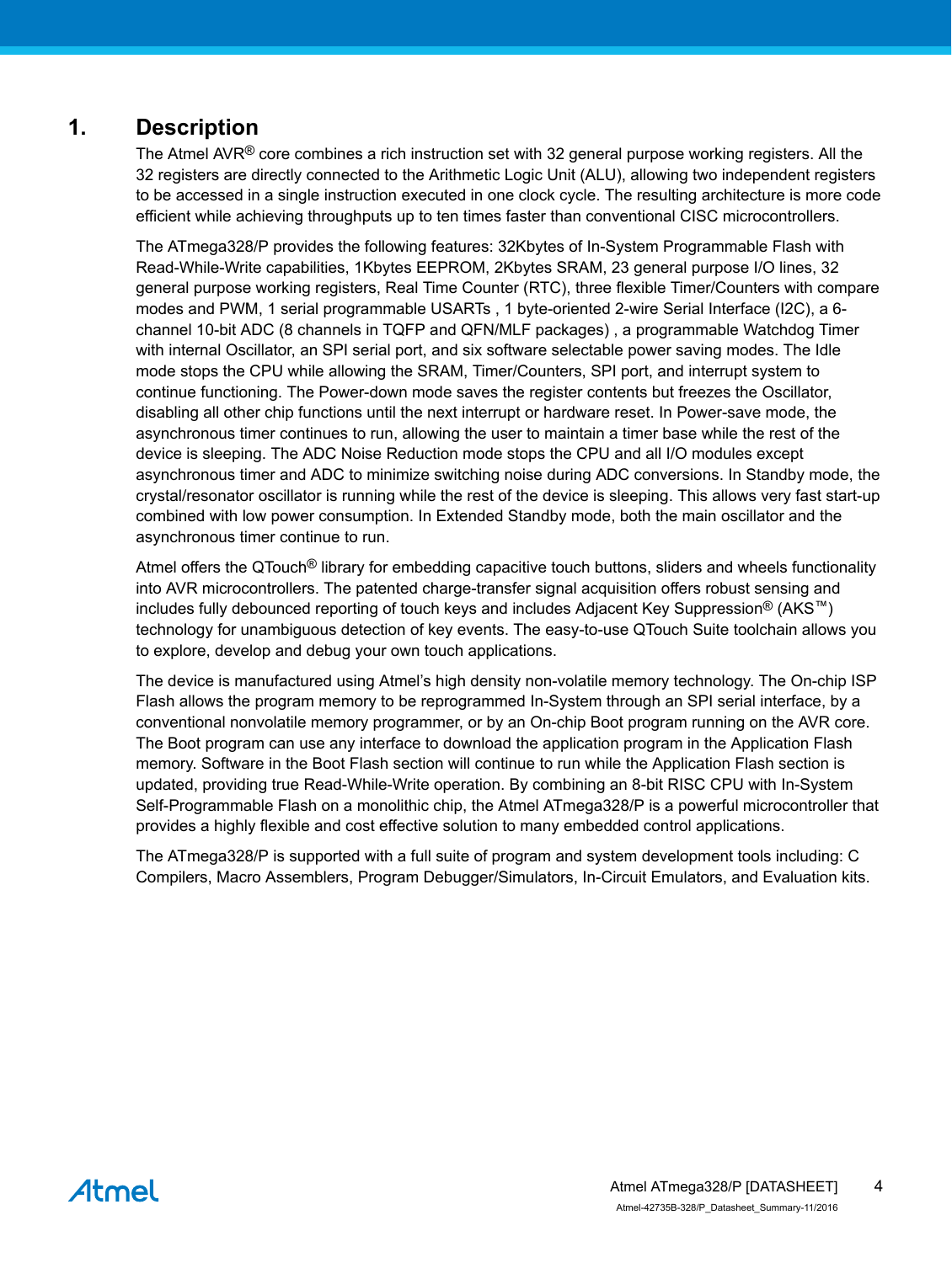# 1. Description

The Atmel AVR® core combines a rich instruction set with 32 general purpose working registers. All the 32 registers are directly connected to the Arithmetic Logic Unit (ALU), allowing two independent registers to be accessed in a single instruction executed in one clock cycle. The resulting architecture is more code efficient while achieving throughputs up to ten times faster than conventional CISC microcontrollers.

The ATmega328/P provides the following features: 32Kbytes of In-System Programmable Flash with Read-While-Write capabilities, 1Kbytes EEPROM, 2Kbytes SRAM, 23 general purpose I/O lines, 32 general purpose working registers, Real Time Counter (RTC), three flexible Timer/Counters with compare modes and PWM, 1 serial programmable USARTs , 1 byte-oriented 2-wire Serial Interface (I2C), a 6-channel 10-bit ADC (8 channels in TQFP and QFN/MLF packages) , a programmable Watchdog Timer with internal Oscillator, an SPI serial port, and six software selectable power saving modes. The Idle mode stops the CPU while allowing the SRAM, Timer/Counters, SPI port, and interrupt system to continue functioning. The Power-down mode saves the register contents but freezes the Oscillator, disabling all other chip functions until the next interrupt or hardware reset. In Power-save mode, the asynchronous timer continues to run, allowing the user to maintain a timer base while the rest of the device is sleeping. The ADC Noise Reduction mode stops the CPU and all I/O modules except asynchronous timer and ADC to minimize switching noise during ADC conversions. In Standby mode, the crystal/resonator oscillator is running while the rest of the device is sleeping. This allows very fast start-up combined with low power consumption. In Extended Standby mode, both the main oscillator and the asynchronous timer continue to run.

Atmel offers the QTouch® library for embedding capacitive touch buttons, sliders and wheels functionality into AVR microcontrollers. The patented charge-transfer signal acquisition offers robust sensing and includes fully debounced reporting of touch keys and includes Adjacent Key Suppression® (AKS™) technology for unambiguous detection of key events. The easy-to-use QTouch Suite toolchain allows you to explore, develop and debug your own touch applications.

The device is manufactured using Atmel's high density non-volatile memory technology. The On-chip ISP Flash allows the program memory to be reprogrammed In-System through an SPI serial interface, by a conventional nonvolatile memory programmer, or by an On-chip Boot program running on the AVR core. The Boot program can use any interface to download the application program in the Application Flash memory. Software in the Boot Flash section will continue to run while the Application Flash section is updated, providing true Read-While-Write operation. By combining an 8-bit RISC CPU with In-System Self-Programmable Flash on a monolithic chip, the Atmel ATmega328/P is a powerful microcontroller that provides a highly flexible and cost effective solution to many embedded control applications.

The ATmega328/P is supported with a full suite of program and system development tools including: C Compilers, Macro Assemblers, Program Debugger/Simulators, In-Circuit Emulators, and Evaluation kits.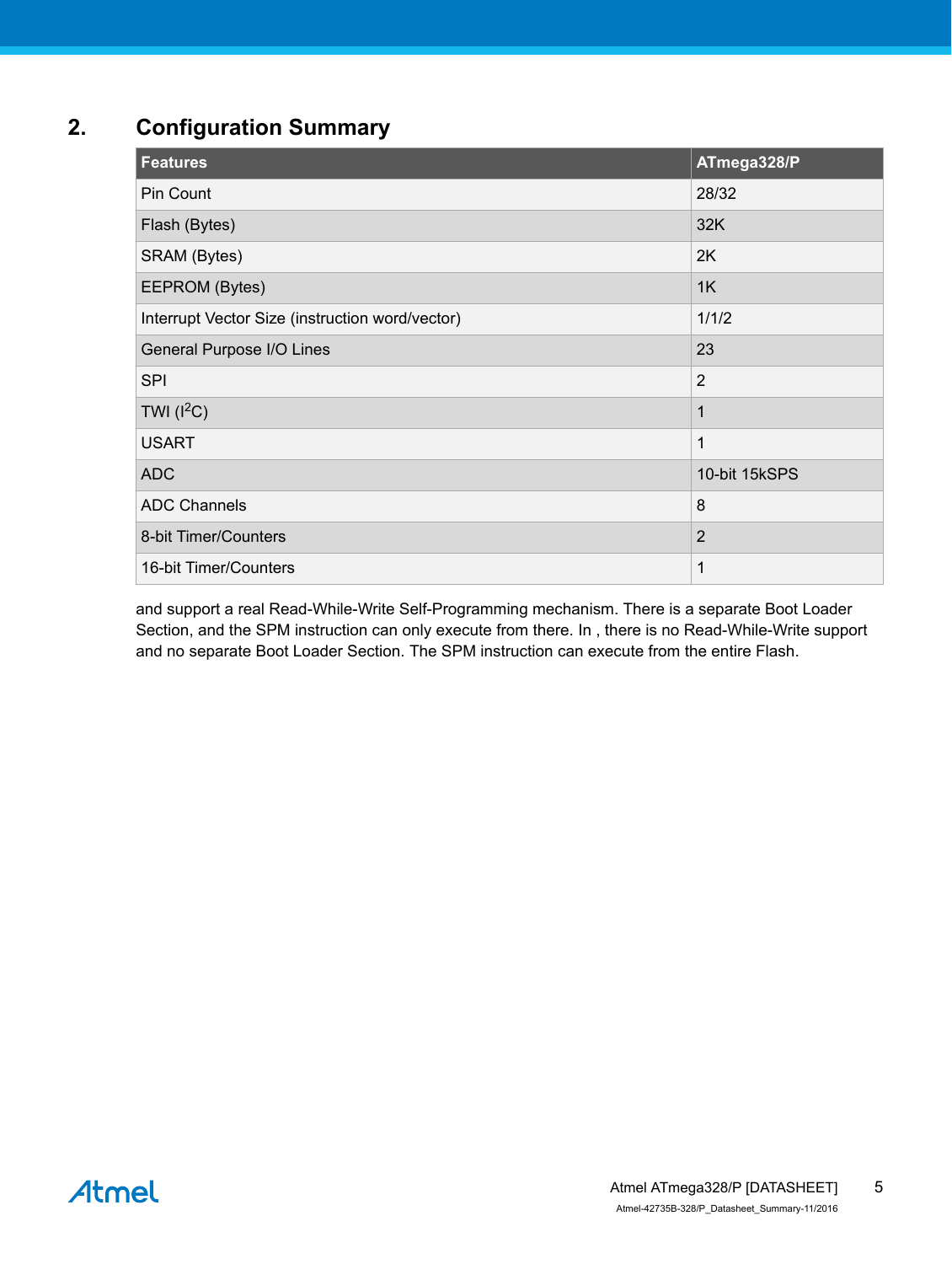## 2. Configuration Summary

| Features | ATmega328/P |
|---|---|
| Pin Count | 28/32 |
| Flash (Bytes) | 32K |
| SRAM (Bytes) | 2K |
| EEPROM (Bytes) | 1K |
| Interrupt Vector Size (instruction word/vector) | 1/1/2 |
| General Purpose I/O Lines | 23 |
| SPI | 2 |
| TWI ($I^2C$) | 1 |
| USART | 1 |
| ADC | 10-bit 15kSPS |
| ADC Channels | 8 |
| 8-bit Timer/Counters | 2 |
| 16-bit Timer/Counters | 1 |

and support a real Read-While-Write Self-Programming mechanism. There is a separate Boot Loader Section, and the SPM instruction can only execute from there. In , there is no Read-While-Write support and no separate Boot Loader Section. The SPM instruction can execute from the entire Flash.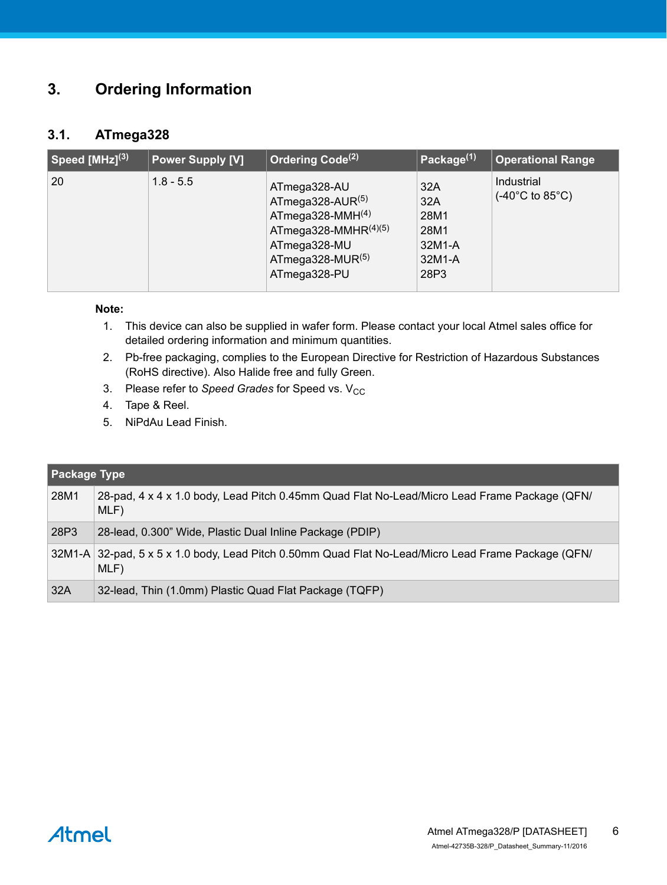# 3. Ordering Information

## 3.1. ATmega328

| Speed [MHz][3] | Power Supply [V] | Ordering Code[2] | Package[1] | Operational Range |
|---|---|---|---|---|
| 20 | 1.8 - 5.5 | ATmega328-AU<br>ATmega328-AUR[5]<br>ATmega328-MMH[4]<br>ATmega328-MMHR[4][5]<br>ATmega328-MU<br>ATmega328-MUR[5]<br>ATmega328-PU | 32A<br>32A<br>28M1<br>28M1<br>32M1-A<br>32M1-A<br>28P3 | Industrial<br>(-40°C to 85°C) |

**Note:**

1. This device can also be supplied in wafer form. Please contact your local Atmel sales office for detailed ordering information and minimum quantities.
2. Pb-free packaging, complies to the European Directive for Restriction of Hazardous Substances (RoHS directive). Also Halide free and fully Green.
3. Please refer to *Speed Grades* for Speed vs. $V_{CC}$
4. Tape & Reel.
5. NiPdAu Lead Finish.

| Package Type | |
|---|---|
| 28M1 | 28-pad, 4 x 4 x 1.0 body, Lead Pitch 0.45mm Quad Flat No-Lead/Micro Lead Frame Package (QFN/MLF) |
| 28P3 | 28-lead, 0.300" Wide, Plastic Dual Inline Package (PDIP) |
| 32M1-A | 32-pad, 5 x 5 x 1.0 body, Lead Pitch 0.50mm Quad Flat No-Lead/Micro Lead Frame Package (QFN/MLF) |
| 32A | 32-lead, Thin (1.0mm) Plastic Quad Flat Package (TQFP) |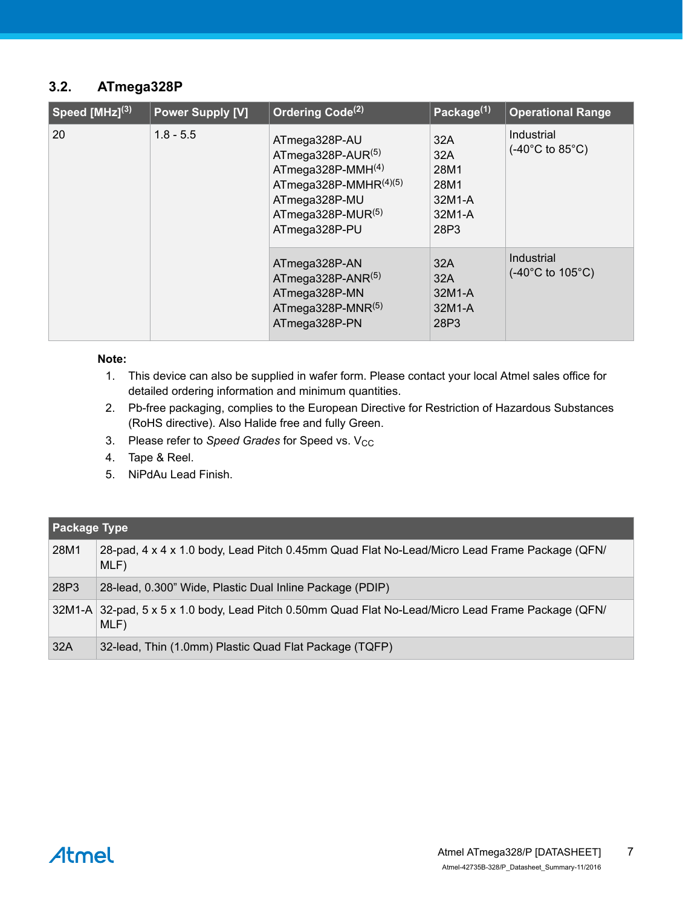## 3.2. ATmega328P

| Speed [MHz][3] | Power Supply [V] | Ordering Code[2] | Package[1] | Operational Range |
|---|---|---|---|---|
| 20 | 1.8 - 5.5 | ATmega328P-AU<br>ATmega328P-AUR[5]<br>ATmega328P-MMH[4]<br>ATmega328P-MMHR[4][5]<br>ATmega328P-MU<br>ATmega328P-MUR[5]<br>ATmega328P-PU | 32A<br>32A<br>28M1<br>28M1<br>32M1-A<br>32M1-A<br>28P3 | Industrial<br>(-40°C to 85°C) |
| | | ATmega328P-AN<br>ATmega328P-ANR[5]<br>ATmega328P-MN<br>ATmega328P-MNR[5]<br>ATmega328P-PN | 32A<br>32A<br>32M1-A<br>32M1-A<br>28P3 | Industrial<br>(-40°C to 105°C) |

**Note:**

1. This device can also be supplied in wafer form. Please contact your local Atmel sales office for detailed ordering information and minimum quantities.
2. Pb-free packaging, complies to the European Directive for Restriction of Hazardous Substances (RoHS directive). Also Halide free and fully Green.
3. Please refer to *Speed Grades* for Speed vs. $V_{CC}$
4. Tape & Reel.
5. NiPdAu Lead Finish.

| Package Type | |
|---|---|
| 28M1 | 28-pad, 4 x 4 x 1.0 body, Lead Pitch 0.45mm Quad Flat No-Lead/Micro Lead Frame Package (QFN/MLF) |
| 28P3 | 28-lead, 0.300" Wide, Plastic Dual Inline Package (PDIP) |
| 32M1-A | 32-pad, 5 x 5 x 1.0 body, Lead Pitch 0.50mm Quad Flat No-Lead/Micro Lead Frame Package (QFN/MLF) |
| 32A | 32-lead, Thin (1.0mm) Plastic Quad Flat Package (TQFP) |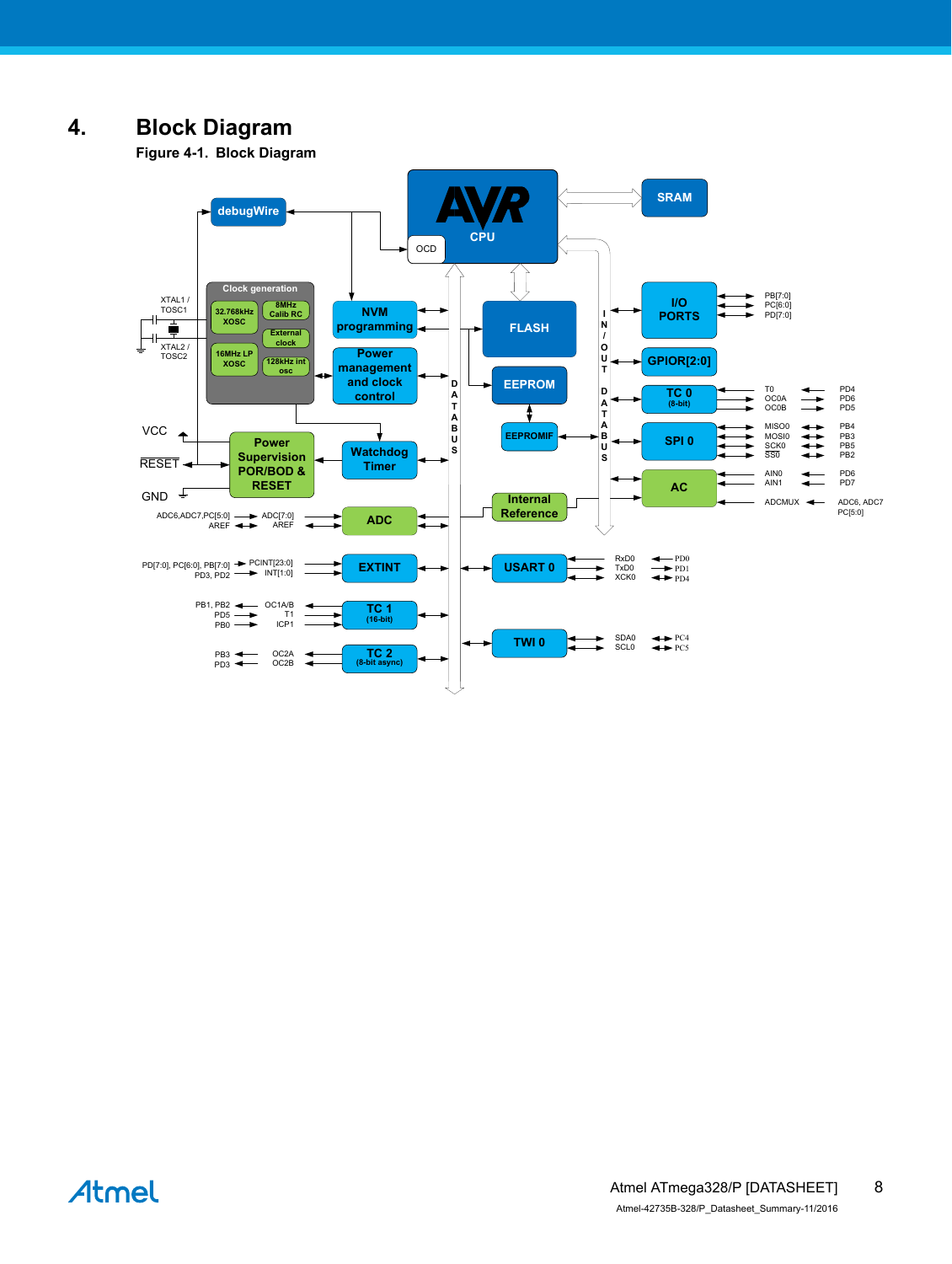# 4. Block Diagram

**Figure 4-1. Block Diagram**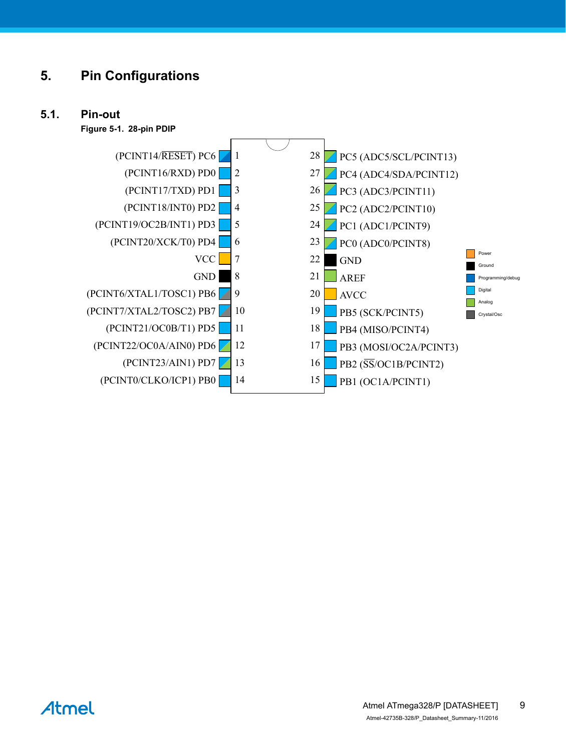# 5. Pin Configurations

## 5.1. Pin-out

**Figure 5-1. 28-pin PDIP**

| Left pin name | Pin | Pin | Right pin name |
|---|---|---|---|
| (PCINT14/RESET) PC6 | 1 | 28 | PC5 (ADC5/SCL/PCINT13) |
| (PCINT16/RXD) PD0 | 2 | 27 | PC4 (ADC4/SDA/PCINT12) |
| (PCINT17/TXD) PD1 | 3 | 26 | PC3 (ADC3/PCINT11) |
| (PCINT18/INT0) PD2 | 4 | 25 | PC2 (ADC2/PCINT10) |
| (PCINT19/OC2B/INT1) PD3 | 5 | 24 | PC1 (ADC1/PCINT9) |
| (PCINT20/XCK/T0) PD4 | 6 | 23 | PC0 (ADC0/PCINT8) |
| VCC | 7 | 22 | GND |
| GND | 8 | 21 | AREF |
| (PCINT6/XTAL1/TOSC1) PB6 | 9 | 20 | AVCC |
| (PCINT7/XTAL2/TOSC2) PB7 | 10 | 19 | PB5 (SCK/PCINT5) |
| (PCINT21/OC0B/T1) PD5 | 11 | 18 | PB4 (MISO/PCINT4) |
| (PCINT22/OC0A/AIN0) PD6 | 12 | 17 | PB3 (MOSI/OC2A/PCINT3) |
| (PCINT23/AIN1) PD7 | 13 | 16 | PB2 (SS/OC1B/PCINT2) |
| (PCINT0/CLKO/ICP1) PB0 | 14 | 15 | PB1 (OC1A/PCINT1) |

Legend: Power, Ground, Programming/debug, Digital, Analog, Crystal/Osc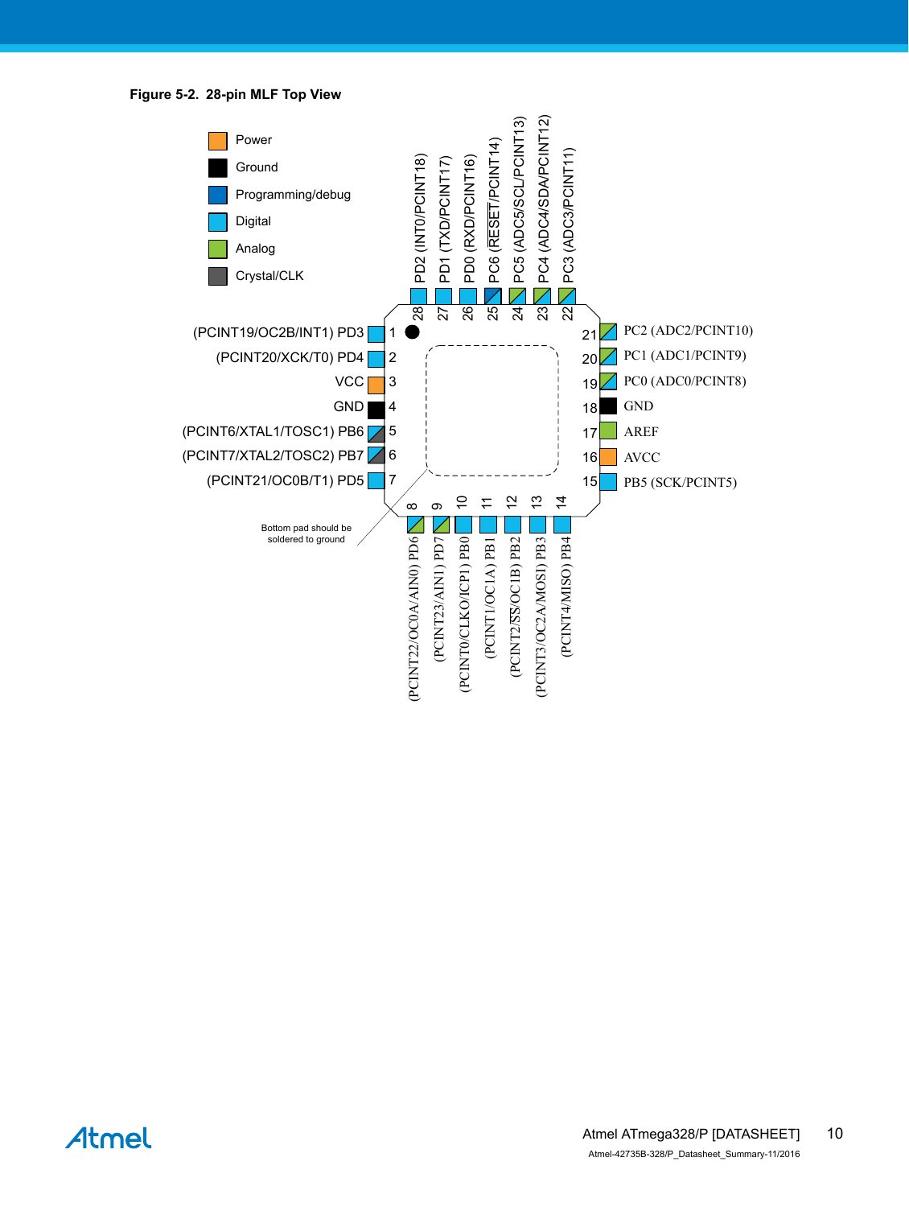**Figure 5-2. 28-pin MLF Top View**

Legend:
- Power
- Ground
- Programming/debug
- Digital
- Analog
- Crystal/CLK

| Pin | Name |
|---|---|
| 1 | (PCINT19/OC2B/INT1) PD3 |
| 2 | (PCINT20/XCK/T0) PD4 |
| 3 | VCC |
| 4 | GND |
| 5 | (PCINT6/XTAL1/TOSC1) PB6 |
| 6 | (PCINT7/XTAL2/TOSC2) PB7 |
| 7 | (PCINT21/OC0B/T1) PD5 |
| 8 | (PCINT22/OC0A/AIN0) PD6 |
| 9 | (PCINT23/AIN1) PD7 |
| 10 | (PCINT0/CLKO/ICP1) PB0 |
| 11 | (PCINT1/OC1A) PB1 |
| 12 | (PCINT2/SS/OC1B) PB2 |
| 13 | (PCINT3/OC2A/MOSI) PB3 |
| 14 | (PCINT4/MISO) PB4 |
| 15 | PB5 (SCK/PCINT5) |
| 16 | AVCC |
| 17 | AREF |
| 18 | GND |
| 19 | PC0 (ADC0/PCINT8) |
| 20 | PC1 (ADC1/PCINT9) |
| 21 | PC2 (ADC2/PCINT10) |
| 22 | PC3 (ADC3/PCINT11) |
| 23 | PC4 (ADC4/SDA/PCINT12) |
| 24 | PC5 (ADC5/SCL/PCINT13) |
| 25 | PC6 (RESET/PCINT14) |
| 26 | PD0 (RXD/PCINT16) |
| 27 | PD1 (TXD/PCINT17) |
| 28 | PD2 (INT0/PCINT18) |

Bottom pad should be soldered to ground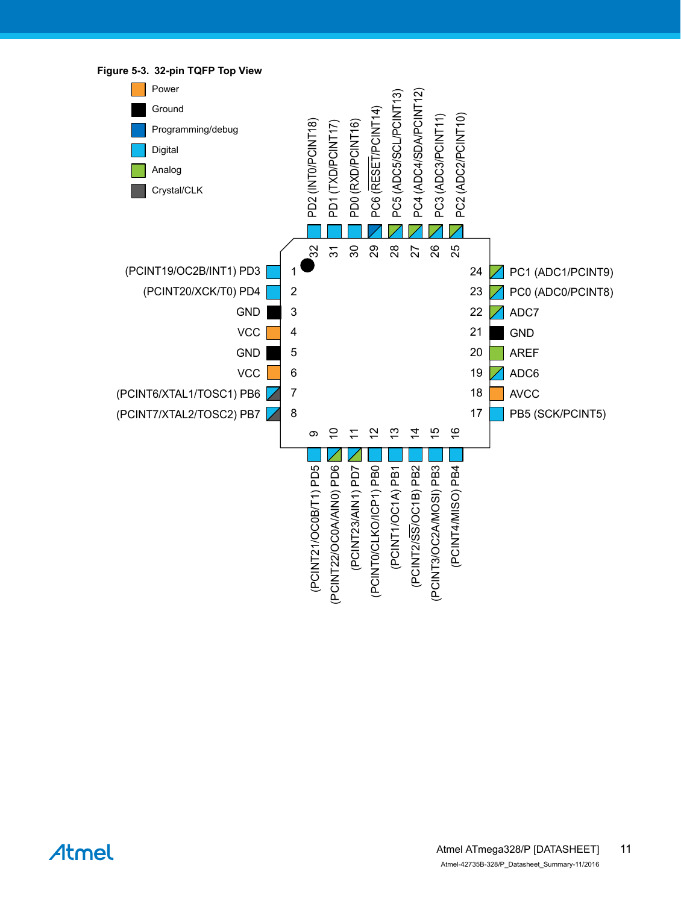**Figure 5-3. 32-pin TQFP Top View**

Legend:
- Power
- Ground
- Programming/debug
- Digital
- Analog
- Crystal/CLK

| Pin | Name |
| --- | --- |
| 1 | (PCINT19/OC2B/INT1) PD3 |
| 2 | (PCINT20/XCK/T0) PD4 |
| 3 | GND |
| 4 | VCC |
| 5 | GND |
| 6 | VCC |
| 7 | (PCINT6/XTAL1/TOSC1) PB6 |
| 8 | (PCINT7/XTAL2/TOSC2) PB7 |
| 9 | (PCINT21/OC0B/T1) PD5 |
| 10 | (PCINT22/OC0A/AIN0) PD6 |
| 11 | (PCINT23/AIN1) PD7 |
| 12 | (PCINT0/CLKO/ICP1) PB0 |
| 13 | (PCINT1/OC1A) PB1 |
| 14 | (PCINT2/$\overline{SS}$/OC1B) PB2 |
| 15 | (PCINT3/OC2A/MOSI) PB3 |
| 16 | (PCINT4/MISO) PB4 |
| 17 | PB5 (SCK/PCINT5) |
| 18 | AVCC |
| 19 | ADC6 |
| 20 | AREF |
| 21 | GND |
| 22 | ADC7 |
| 23 | PC0 (ADC0/PCINT8) |
| 24 | PC1 (ADC1/PCINT9) |
| 25 | PC2 (ADC2/PCINT10) |
| 26 | PC3 (ADC3/PCINT11) |
| 27 | PC4 (ADC4/SDA/PCINT12) |
| 28 | PC5 (ADC5/SCL/PCINT13) |
| 29 | PC6 ($\overline{RESET}$/PCINT14) |
| 30 | PD0 (RXD/PCINT16) |
| 31 | PD1 (TXD/PCINT17) |
| 32 | PD2 (INT0/PCINT18) |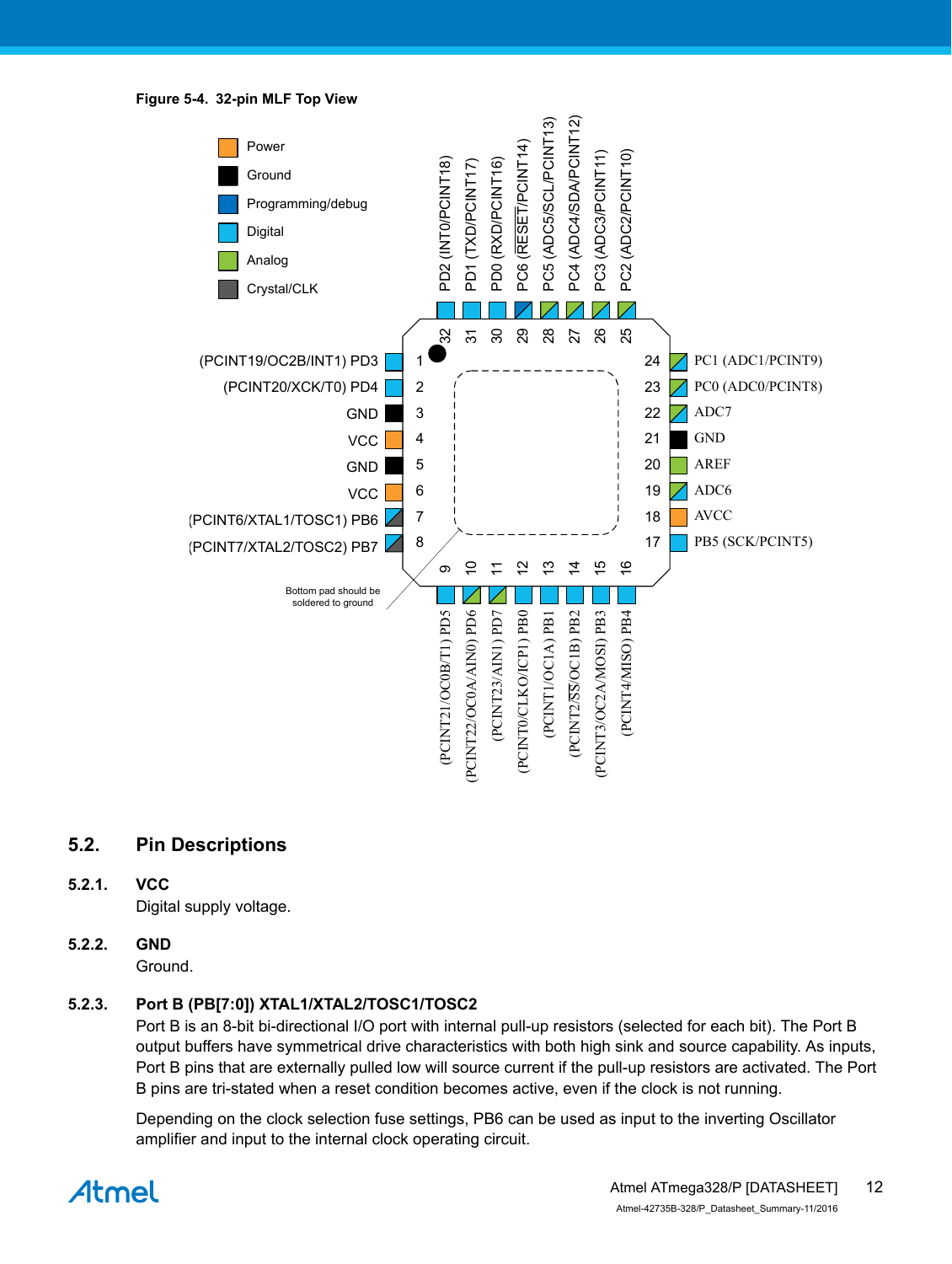**Figure 5-4. 32-pin MLF Top View**

| Pin | Name | Pin | Name |
|---|---|---|---|
| 1 | (PCINT19/OC2B/INT1) PD3 | 17 | PB5 (SCK/PCINT5) |
| 2 | (PCINT20/XCK/T0) PD4 | 18 | AVCC |
| 3 | GND | 19 | ADC6 |
| 4 | VCC | 20 | AREF |
| 5 | GND | 21 | GND |
| 6 | VCC | 22 | ADC7 |
| 7 | (PCINT6/XTAL1/TOSC1) PB6 | 23 | PC0 (ADC0/PCINT8) |
| 8 | (PCINT7/XTAL2/TOSC2) PB7 | 24 | PC1 (ADC1/PCINT9) |
| 9 | (PCINT21/OC0B/T1) PD5 | 25 | PC2 (ADC2/PCINT10) |
| 10 | (PCINT22/OC0A/AIN0) PD6 | 26 | PC3 (ADC3/PCINT11) |
| 11 | (PCINT23/AIN1) PD7 | 27 | PC4 (ADC4/SDA/PCINT12) |
| 12 | (PCINT0/CLKO/ICP1) PB0 | 28 | PC5 (ADC5/SCL/PCINT13) |
| 13 | (PCINT1/OC1A) PB1 | 29 | PC6 (RESET/PCINT14) |
| 14 | (PCINT2/SS/OC1B) PB2 | 30 | PD0 (RXD/PCINT16) |
| 15 | (PCINT3/OC2A/MOSI) PB3 | 31 | PD1 (TXD/PCINT17) |
| 16 | (PCINT4/MISO) PB4 | 32 | PD2 (INT0/PCINT18) |

Legend: Power, Ground, Programming/debug, Digital, Analog, Crystal/CLK

Bottom pad should be soldered to ground

## 5.2. Pin Descriptions

### 5.2.1. VCC

Digital supply voltage.

### 5.2.2. GND

Ground.

### 5.2.3. Port B (PB[7:0]) XTAL1/XTAL2/TOSC1/TOSC2

Port B is an 8-bit bi-directional I/O port with internal pull-up resistors (selected for each bit). The Port B output buffers have symmetrical drive characteristics with both high sink and source capability. As inputs, Port B pins that are externally pulled low will source current if the pull-up resistors are activated. The Port B pins are tri-stated when a reset condition becomes active, even if the clock is not running.

Depending on the clock selection fuse settings, PB6 can be used as input to the inverting Oscillator amplifier and input to the internal clock operating circuit.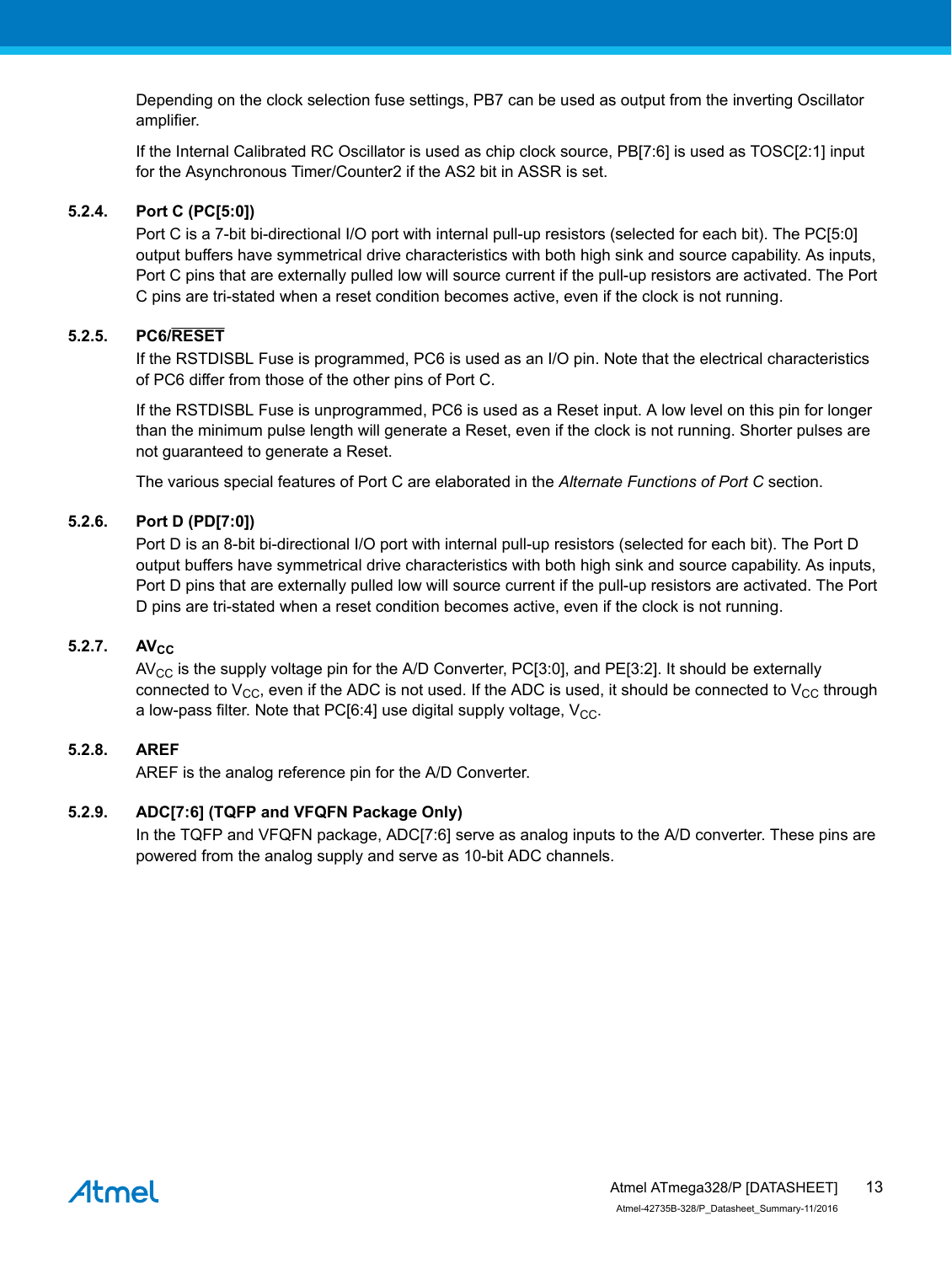Depending on the clock selection fuse settings, PB7 can be used as output from the inverting Oscillator amplifier.

If the Internal Calibrated RC Oscillator is used as chip clock source, PB[7:6] is used as TOSC[2:1] input for the Asynchronous Timer/Counter2 if the AS2 bit in ASSR is set.

### 5.2.4. Port C (PC[5:0])

Port C is a 7-bit bi-directional I/O port with internal pull-up resistors (selected for each bit). The PC[5:0] output buffers have symmetrical drive characteristics with both high sink and source capability. As inputs, Port C pins that are externally pulled low will source current if the pull-up resistors are activated. The Port C pins are tri-stated when a reset condition becomes active, even if the clock is not running.

### 5.2.5. PC6/$\overline{\text{RESET}}$

If the RSTDISBL Fuse is programmed, PC6 is used as an I/O pin. Note that the electrical characteristics of PC6 differ from those of the other pins of Port C.

If the RSTDISBL Fuse is unprogrammed, PC6 is used as a Reset input. A low level on this pin for longer than the minimum pulse length will generate a Reset, even if the clock is not running. Shorter pulses are not guaranteed to generate a Reset.

The various special features of Port C are elaborated in the *Alternate Functions of Port C* section.

### 5.2.6. Port D (PD[7:0])

Port D is an 8-bit bi-directional I/O port with internal pull-up resistors (selected for each bit). The Port D output buffers have symmetrical drive characteristics with both high sink and source capability. As inputs, Port D pins that are externally pulled low will source current if the pull-up resistors are activated. The Port D pins are tri-stated when a reset condition becomes active, even if the clock is not running.

### 5.2.7. $AV_{CC}$

$AV_{CC}$ is the supply voltage pin for the A/D Converter, PC[3:0], and PE[3:2]. It should be externally connected to $V_{CC}$, even if the ADC is not used. If the ADC is used, it should be connected to $V_{CC}$ through a low-pass filter. Note that PC[6:4] use digital supply voltage, $V_{CC}$.

### 5.2.8. AREF

AREF is the analog reference pin for the A/D Converter.

### 5.2.9. ADC[7:6] (TQFP and VFQFN Package Only)

In the TQFP and VFQFN package, ADC[7:6] serve as analog inputs to the A/D converter. These pins are powered from the analog supply and serve as 10-bit ADC channels.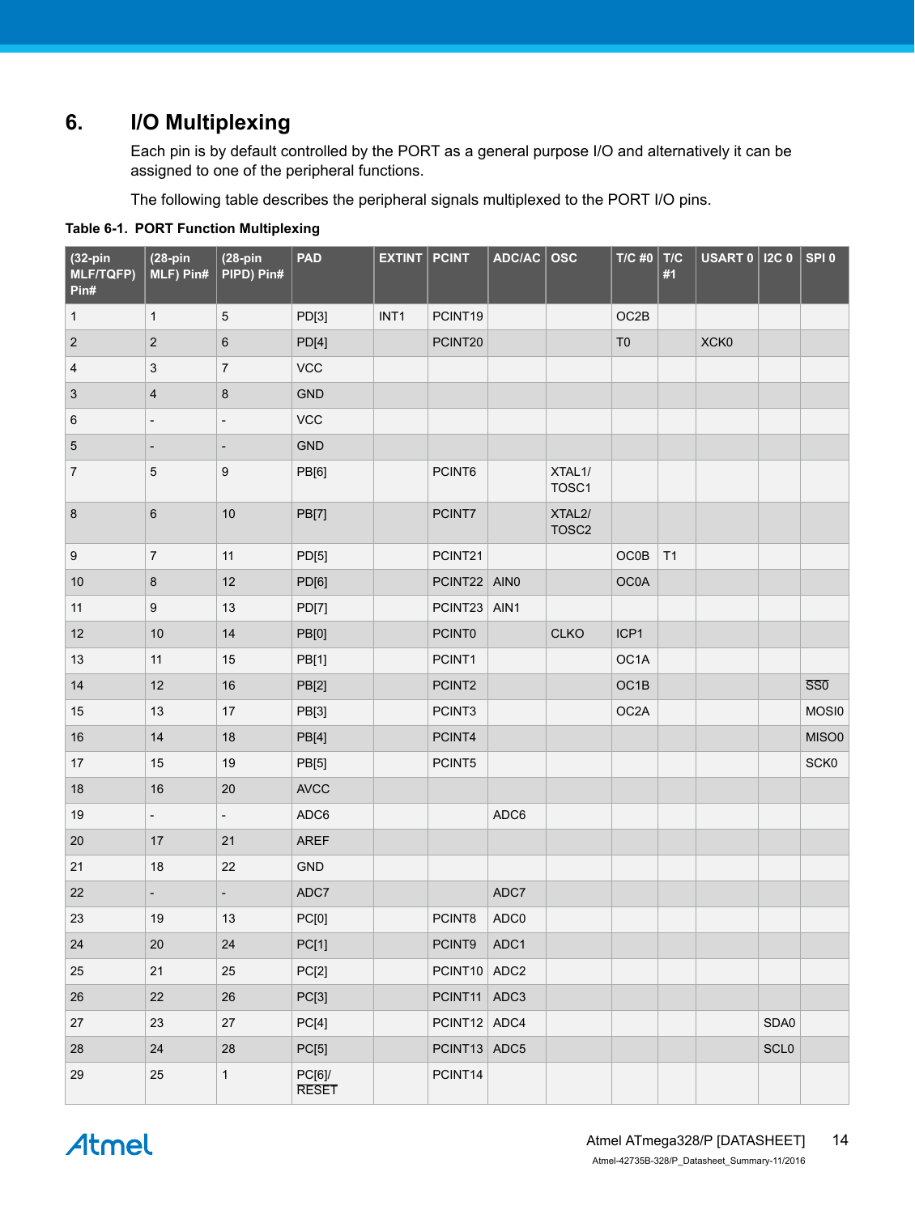## 6. I/O Multiplexing

Each pin is by default controlled by the PORT as a general purpose I/O and alternatively it can be assigned to one of the peripheral functions.

The following table describes the peripheral signals multiplexed to the PORT I/O pins.

**Table 6-1. PORT Function Multiplexing**

| (32-pin MLF/TQFP) Pin# | (28-pin MLF) Pin# | (28-pin PIPD) Pin# | PAD | EXTINT | PCINT | ADC/AC | OSC | T/C #0 | T/C #1 | USART 0 | I2C 0 | SPI 0 |
|---|---|---|---|---|---|---|---|---|---|---|---|---|
| 1 | 1 | 5 | PD[3] | INT1 | PCINT19 | | | OC2B | | | | |
| 2 | 2 | 6 | PD[4] | | PCINT20 | | | T0 | | XCK0 | | |
| 4 | 3 | 7 | VCC | | | | | | | | | |
| 3 | 4 | 8 | GND | | | | | | | | | |
| 6 | - | - | VCC | | | | | | | | | |
| 5 | - | - | GND | | | | | | | | | |
| 7 | 5 | 9 | PB[6] | | PCINT6 | | XTAL1/ TOSC1 | | | | | |
| 8 | 6 | 10 | PB[7] | | PCINT7 | | XTAL2/ TOSC2 | | | | | |
| 9 | 7 | 11 | PD[5] | | PCINT21 | | | OC0B | T1 | | | |
| 10 | 8 | 12 | PD[6] | | PCINT22 | AIN0 | | OC0A | | | | |
| 11 | 9 | 13 | PD[7] | | PCINT23 | AIN1 | | | | | | |
| 12 | 10 | 14 | PB[0] | | PCINT0 | | CLKO | ICP1 | | | | |
| 13 | 11 | 15 | PB[1] | | PCINT1 | | | OC1A | | | | |
| 14 | 12 | 16 | PB[2] | | PCINT2 | | | OC1B | | | | $\overline{\text{SS0}}$ |
| 15 | 13 | 17 | PB[3] | | PCINT3 | | | OC2A | | | | MOSI0 |
| 16 | 14 | 18 | PB[4] | | PCINT4 | | | | | | | MISO0 |
| 17 | 15 | 19 | PB[5] | | PCINT5 | | | | | | | SCK0 |
| 18 | 16 | 20 | AVCC | | | | | | | | | |
| 19 | - | - | ADC6 | | | ADC6 | | | | | | |
| 20 | 17 | 21 | AREF | | | | | | | | | |
| 21 | 18 | 22 | GND | | | | | | | | | |
| 22 | - | - | ADC7 | | | ADC7 | | | | | | |
| 23 | 19 | 13 | PC[0] | | PCINT8 | ADC0 | | | | | | |
| 24 | 20 | 24 | PC[1] | | PCINT9 | ADC1 | | | | | | |
| 25 | 21 | 25 | PC[2] | | PCINT10 | ADC2 | | | | | | |
| 26 | 22 | 26 | PC[3] | | PCINT11 | ADC3 | | | | | | |
| 27 | 23 | 27 | PC[4] | | PCINT12 | ADC4 | | | | | SDA0 | |
| 28 | 24 | 28 | PC[5] | | PCINT13 | ADC5 | | | | | SCL0 | |
| 29 | 25 | 1 | PC[6]/ $\overline{\text{RESET}}$ | | PCINT14 | | | | | | | |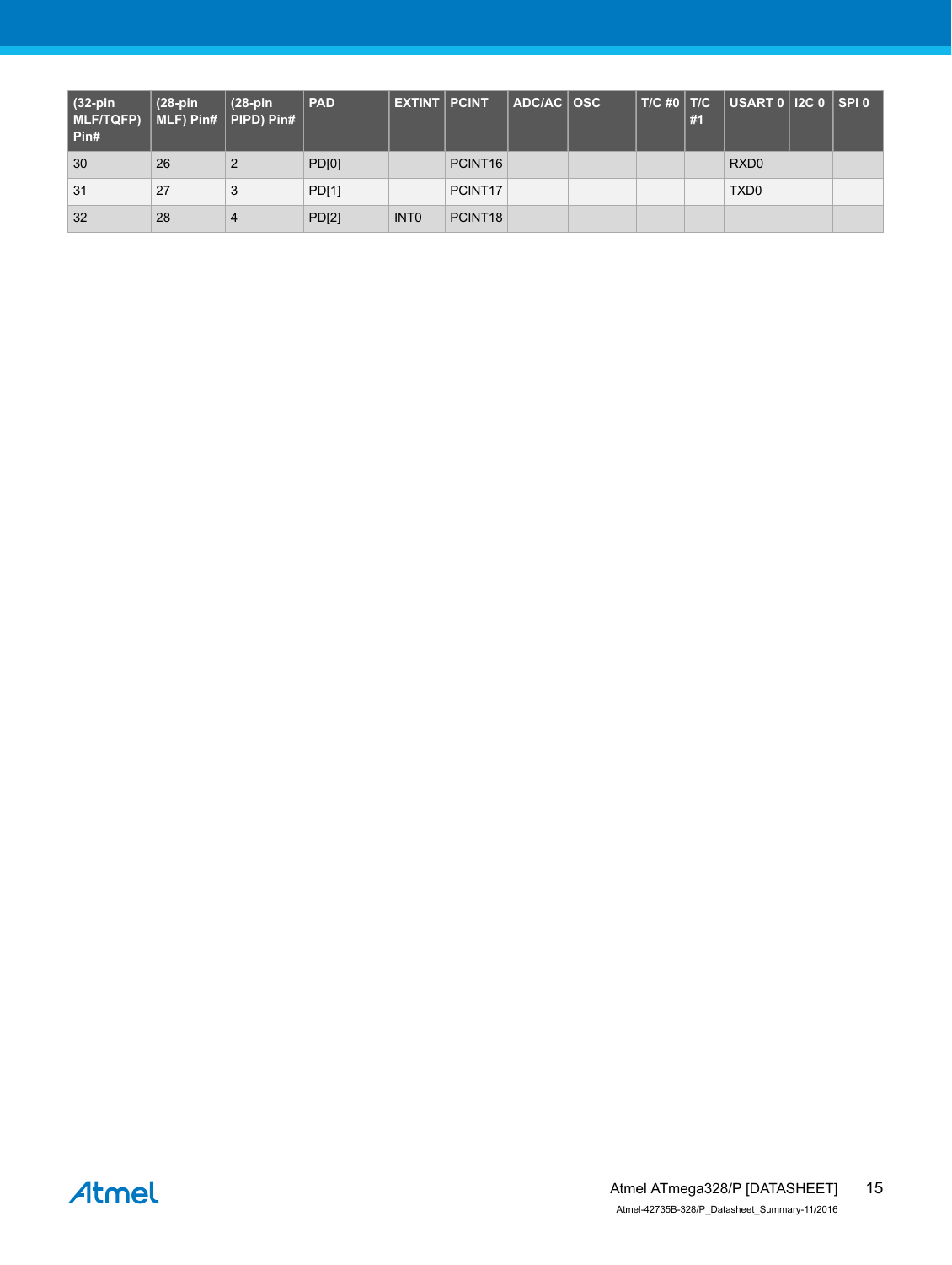| (32-pin MLF/TQFP) Pin# | (28-pin MLF) Pin# | (28-pin PIPD) Pin# | PAD | EXTINT | PCINT | ADC/AC | OSC | T/C #0 | T/C #1 | USART 0 | I2C 0 | SPI 0 |
|---|---|---|---|---|---|---|---|---|---|---|---|---|
| 30 | 26 | 2 | PD[0] | | PCINT16 | | | | | RXD0 | | |
| 31 | 27 | 3 | PD[1] | | PCINT17 | | | | | TXD0 | | |
| 32 | 28 | 4 | PD[2] | INT0 | PCINT18 | | | | | | | |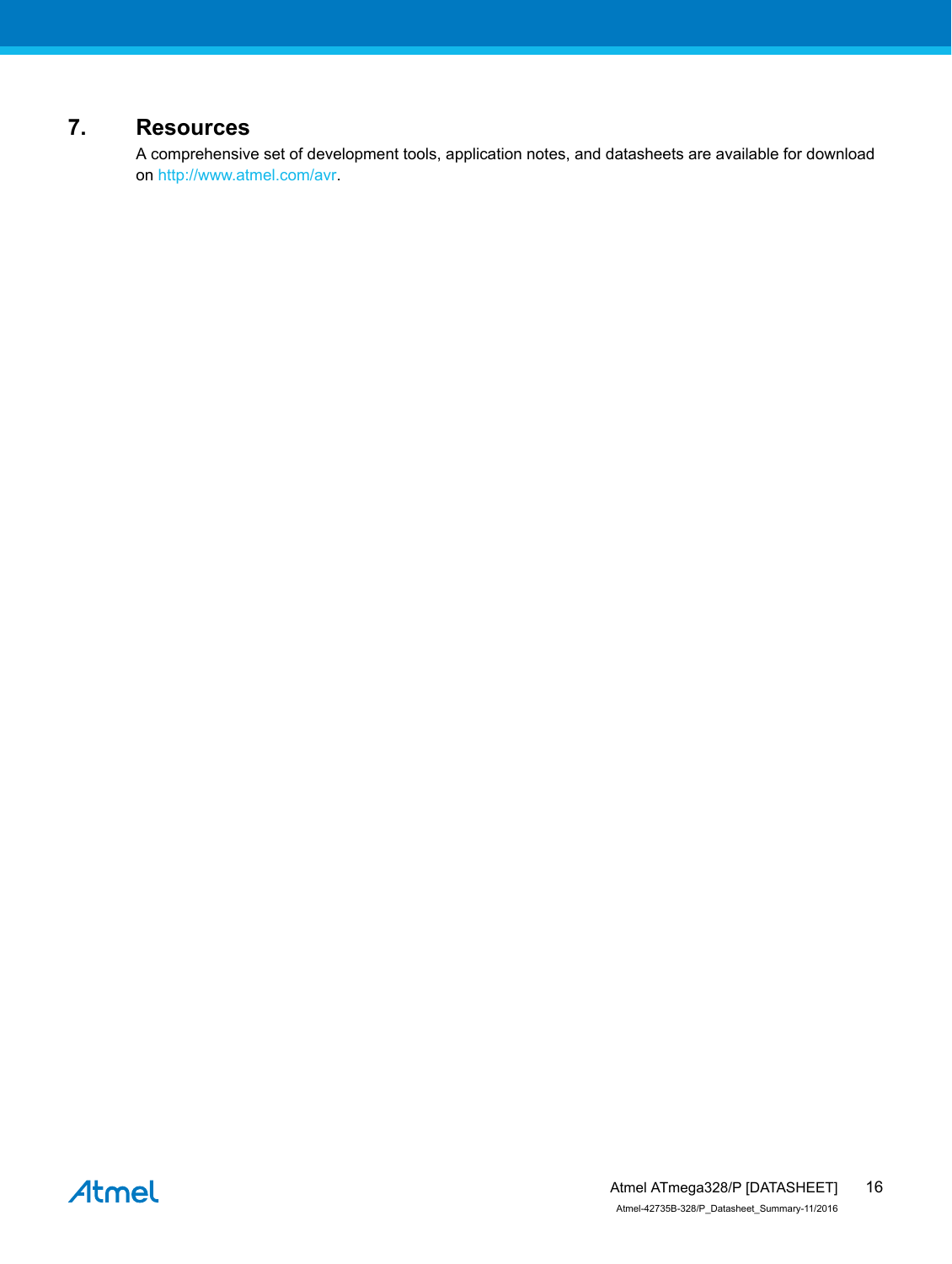# 7. Resources

A comprehensive set of development tools, application notes, and datasheets are available for download on http://www.atmel.com/avr.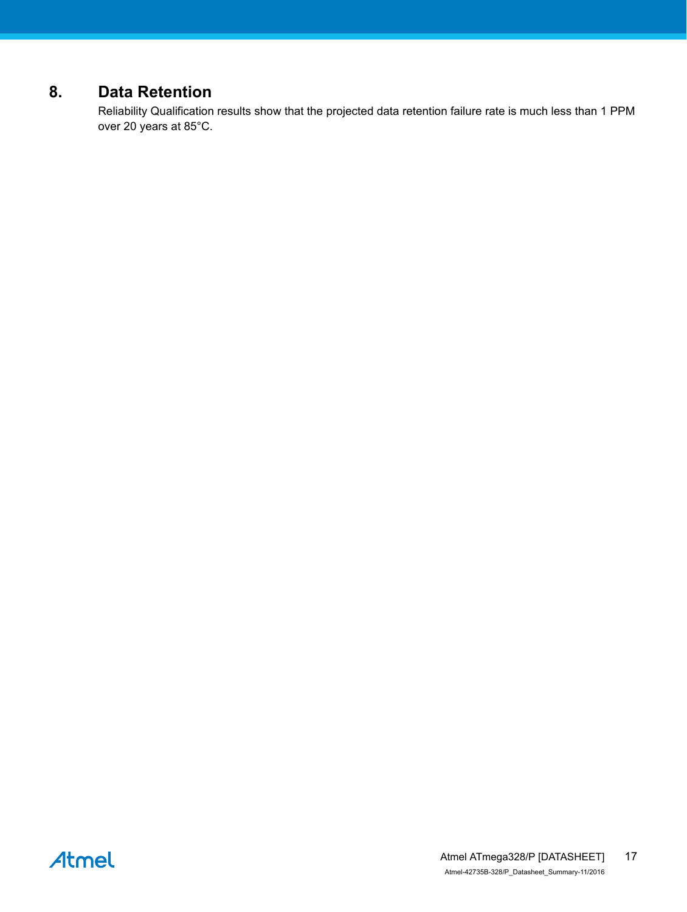## 8. Data Retention

Reliability Qualification results show that the projected data retention failure rate is much less than 1 PPM over 20 years at 85°C.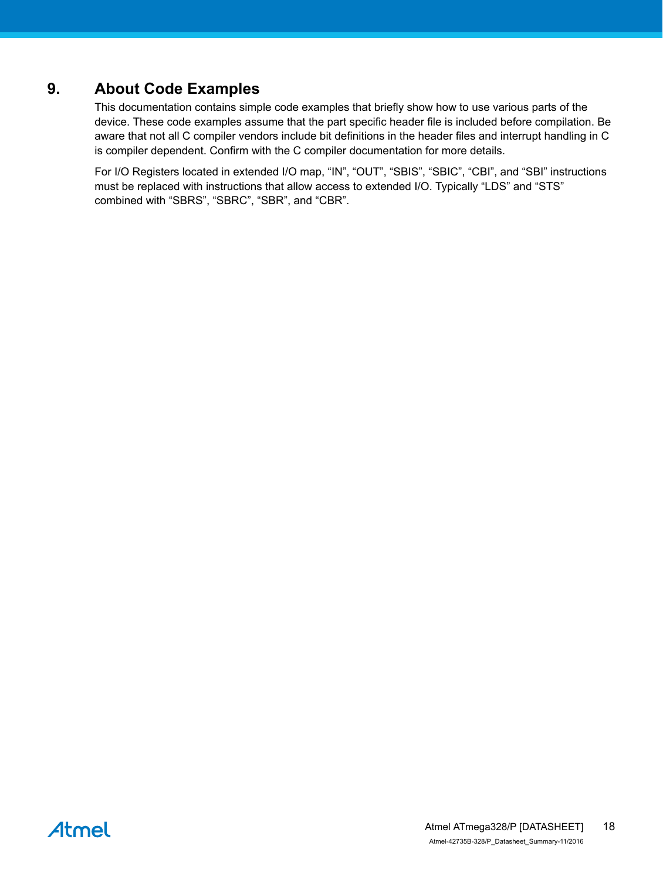# 9. About Code Examples

This documentation contains simple code examples that briefly show how to use various parts of the device. These code examples assume that the part specific header file is included before compilation. Be aware that not all C compiler vendors include bit definitions in the header files and interrupt handling in C is compiler dependent. Confirm with the C compiler documentation for more details.

For I/O Registers located in extended I/O map, "IN", "OUT", "SBIS", "SBIC", "CBI", and "SBI" instructions must be replaced with instructions that allow access to extended I/O. Typically "LDS" and "STS" combined with "SBRS", "SBRC", "SBR", and "CBR".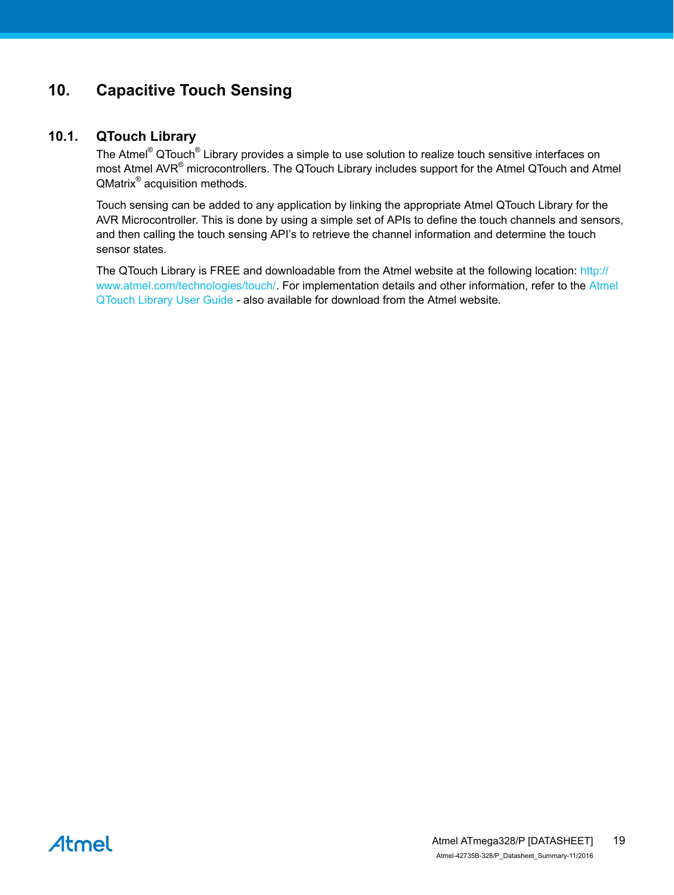# 10. Capacitive Touch Sensing

## 10.1. QTouch Library

The Atmel® QTouch® Library provides a simple to use solution to realize touch sensitive interfaces on most Atmel AVR® microcontrollers. The QTouch Library includes support for the Atmel QTouch and Atmel QMatrix® acquisition methods.

Touch sensing can be added to any application by linking the appropriate Atmel QTouch Library for the AVR Microcontroller. This is done by using a simple set of APIs to define the touch channels and sensors, and then calling the touch sensing API's to retrieve the channel information and determine the touch sensor states.

The QTouch Library is FREE and downloadable from the Atmel website at the following location: http://www.atmel.com/technologies/touch/. For implementation details and other information, refer to the Atmel QTouch Library User Guide - also available for download from the Atmel website.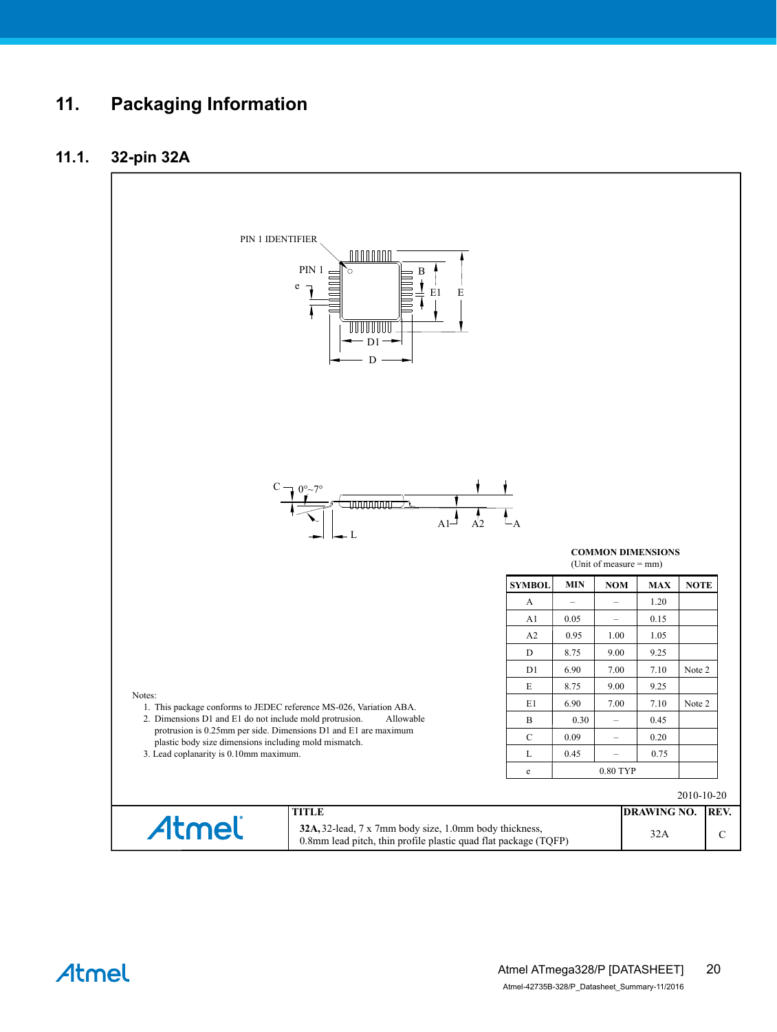# 11. Packaging Information

## 11.1. 32-pin 32A

PIN 1 IDENTIFIER

PIN 1

e

B

E1

E

D1

D

C

0°~7°

L

A1

A2

A

**COMMON DIMENSIONS**
(Unit of measure = mm)

| SYMBOL | MIN | NOM | MAX | NOTE |
|---|---|---|---|---|
| A | – | – | 1.20 | |
| A1 | 0.05 | – | 0.15 | |
| A2 | 0.95 | 1.00 | 1.05 | |
| D | 8.75 | 9.00 | 9.25 | |
| D1 | 6.90 | 7.00 | 7.10 | Note 2 |
| E | 8.75 | 9.00 | 9.25 | |
| E1 | 6.90 | 7.00 | 7.10 | Note 2 |
| B | 0.30 | – | 0.45 | |
| C | 0.09 | – | 0.20 | |
| L | 0.45 | – | 0.75 | |
| e | | 0.80 TYP | | |

Notes:

1. This package conforms to JEDEC reference MS-026, Variation ABA.
2. Dimensions D1 and E1 do not include mold protrusion. Allowable protrusion is 0.25mm per side. Dimensions D1 and E1 are maximum plastic body size dimensions including mold mismatch.
3. Lead coplanarity is 0.10mm maximum.

2010-10-20

| Atmel | TITLE | DRAWING NO. | REV. |
|---|---|---|---|
| | **32A,** 32-lead, 7 x 7mm body size, 1.0mm body thickness, 0.8mm lead pitch, thin profile plastic quad flat package (TQFP) | 32A | C |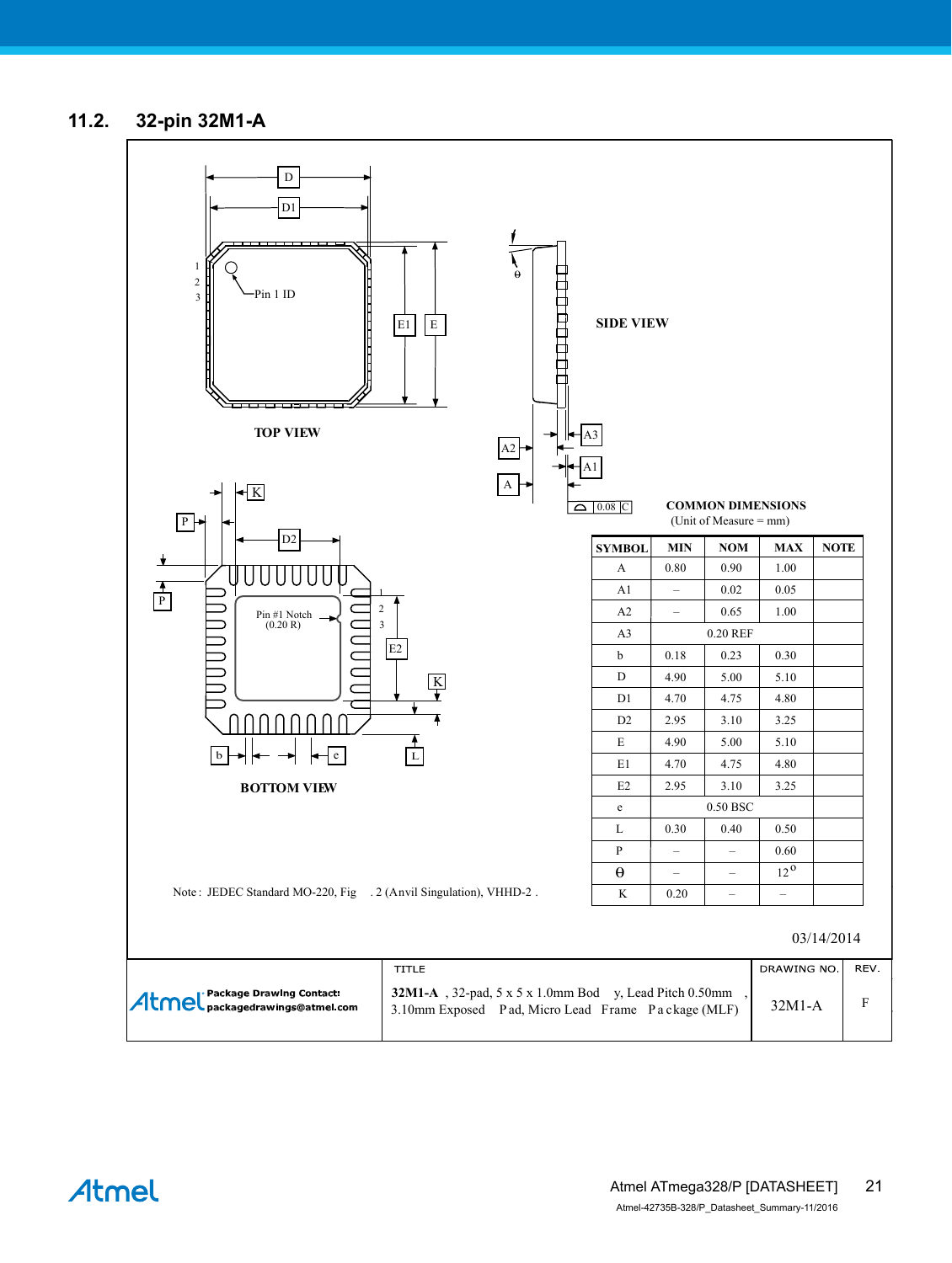## 11.2. 32-pin 32M1-A

TOP VIEW

SIDE VIEW

BOTTOM VIEW

**COMMON DIMENSIONS**
(Unit of Measure = mm)

| SYMBOL | MIN | NOM | MAX | NOTE |
|---|---|---|---|---|
| A | 0.80 | 0.90 | 1.00 | |
| A1 | – | 0.02 | 0.05 | |
| A2 | – | 0.65 | 1.00 | |
| A3 | | 0.20 REF | | |
| b | 0.18 | 0.23 | 0.30 | |
| D | 4.90 | 5.00 | 5.10 | |
| D1 | 4.70 | 4.75 | 4.80 | |
| D2 | 2.95 | 3.10 | 3.25 | |
| E | 4.90 | 5.00 | 5.10 | |
| E1 | 4.70 | 4.75 | 4.80 | |
| E2 | 2.95 | 3.10 | 3.25 | |
| e | | 0.50 BSC | | |
| L | 0.30 | 0.40 | 0.50 | |
| P | – | – | 0.60 | |
| θ | – | – | 12° | |
| K | 0.20 | – | – | |

Note: JEDEC Standard MO-220, Fig. 2 (Anvil Singulation), VHHD-2.

03/14/2014

| Atmel Package Drawing Contact: packagedrawings@atmel.com | TITLE: **32M1-A**, 32-pad, 5 x 5 x 1.0mm Body, Lead Pitch 0.50mm, 3.10mm Exposed Pad, Micro Lead Frame Package (MLF) | DRAWING NO. 32M1-A | REV. F |
|---|---|---|---|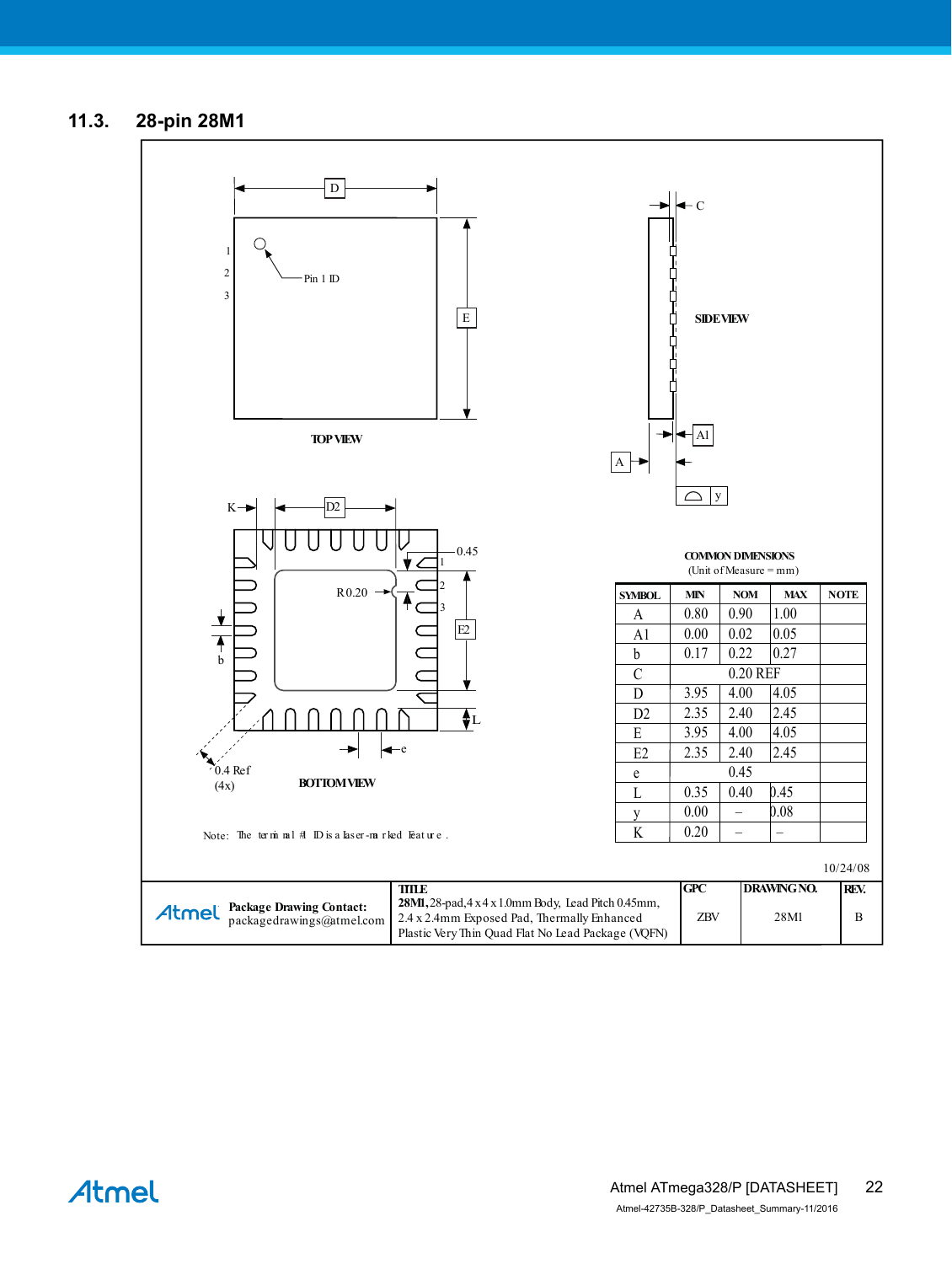## 11.3. 28-pin 28M1

TOP VIEW

SIDE VIEW

BOTTOM VIEW

Pin 1 ID

R 0.20

0.45

0.4 Ref (4x)

Note: The terminal #1 ID is a laser-marked feature.

**COMMON DIMENSIONS**
(Unit of Measure = mm)

| SYMBOL | MIN | NOM | MAX | NOTE |
|---|---|---|---|---|
| A | 0.80 | 0.90 | 1.00 | |
| A1 | 0.00 | 0.02 | 0.05 | |
| b | 0.17 | 0.22 | 0.27 | |
| C | | 0.20 REF | | |
| D | 3.95 | 4.00 | 4.05 | |
| D2 | 2.35 | 2.40 | 2.45 | |
| E | 3.95 | 4.00 | 4.05 | |
| E2 | 2.35 | 2.40 | 2.45 | |
| e | | 0.45 | | |
| L | 0.35 | 0.40 | 0.45 | |
| y | 0.00 | – | 0.08 | |
| K | 0.20 | – | – | |

10/24/08

| | TITLE | GPC | DRAWING NO. | REV. |
|---|---|---|---|---|
| Atmel **Package Drawing Contact:** packagedrawings@atmel.com | **28M1,** 28-pad, 4 x 4 x 1.0mm Body, Lead Pitch 0.45mm, 2.4 x 2.4mm Exposed Pad, Thermally Enhanced Plastic Very Thin Quad Flat No Lead Package (VQFN) | ZBV | 28M1 | B |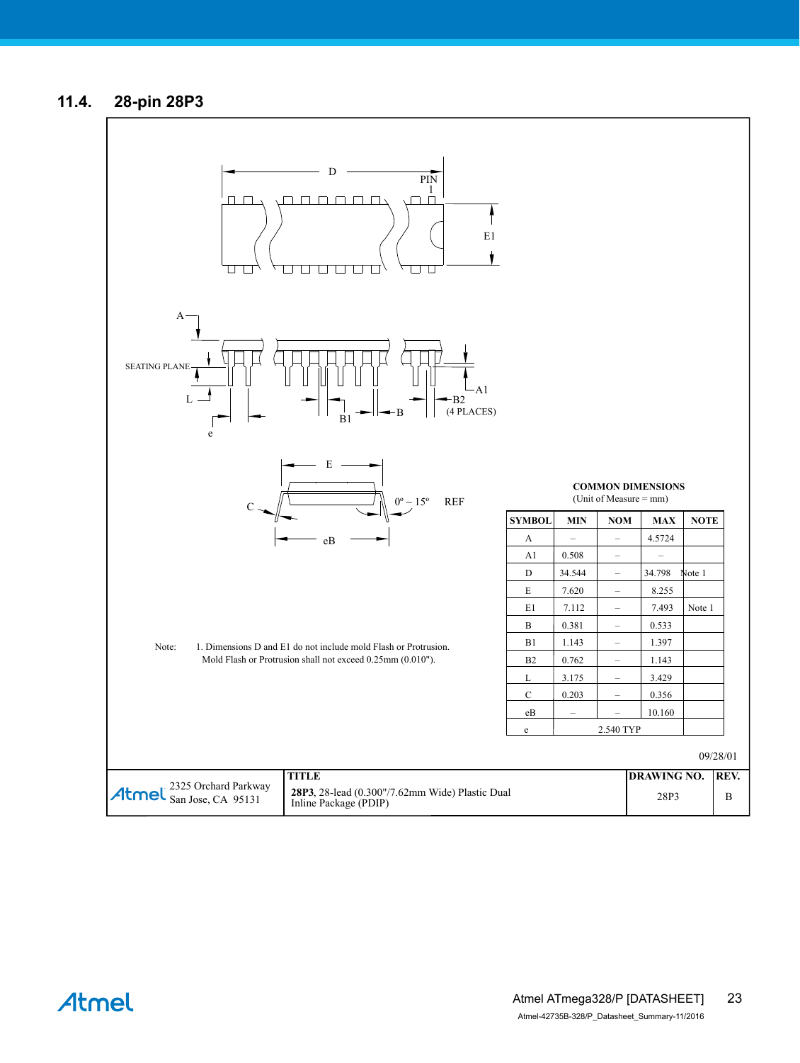## 11.4. 28-pin 28P3

**COMMON DIMENSIONS**
(Unit of Measure = mm)

| SYMBOL | MIN | NOM | MAX | NOTE |
|---|---|---|---|---|
| A | – | – | 4.5724 | |
| A1 | 0.508 | – | – | |
| D | 34.544 | – | 34.798 | Note 1 |
| E | 7.620 | – | 8.255 | |
| E1 | 7.112 | – | 7.493 | Note 1 |
| B | 0.381 | – | 0.533 | |
| B1 | 1.143 | – | 1.397 | |
| B2 | 0.762 | – | 1.143 | |
| L | 3.175 | – | 3.429 | |
| C | 0.203 | – | 0.356 | |
| eB | – | – | 10.160 | |
| e | | 2.540 TYP | | |

Note: 1. Dimensions D and E1 do not include mold Flash or Protrusion. Mold Flash or Protrusion shall not exceed 0.25mm (0.010").

09/28/01

| Atmel 2325 Orchard Parkway San Jose, CA 95131 | TITLE **28P3**, 28-lead (0.300"/7.62mm Wide) Plastic Dual Inline Package (PDIP) | DRAWING NO. 28P3 | REV. B |
|---|---|---|---|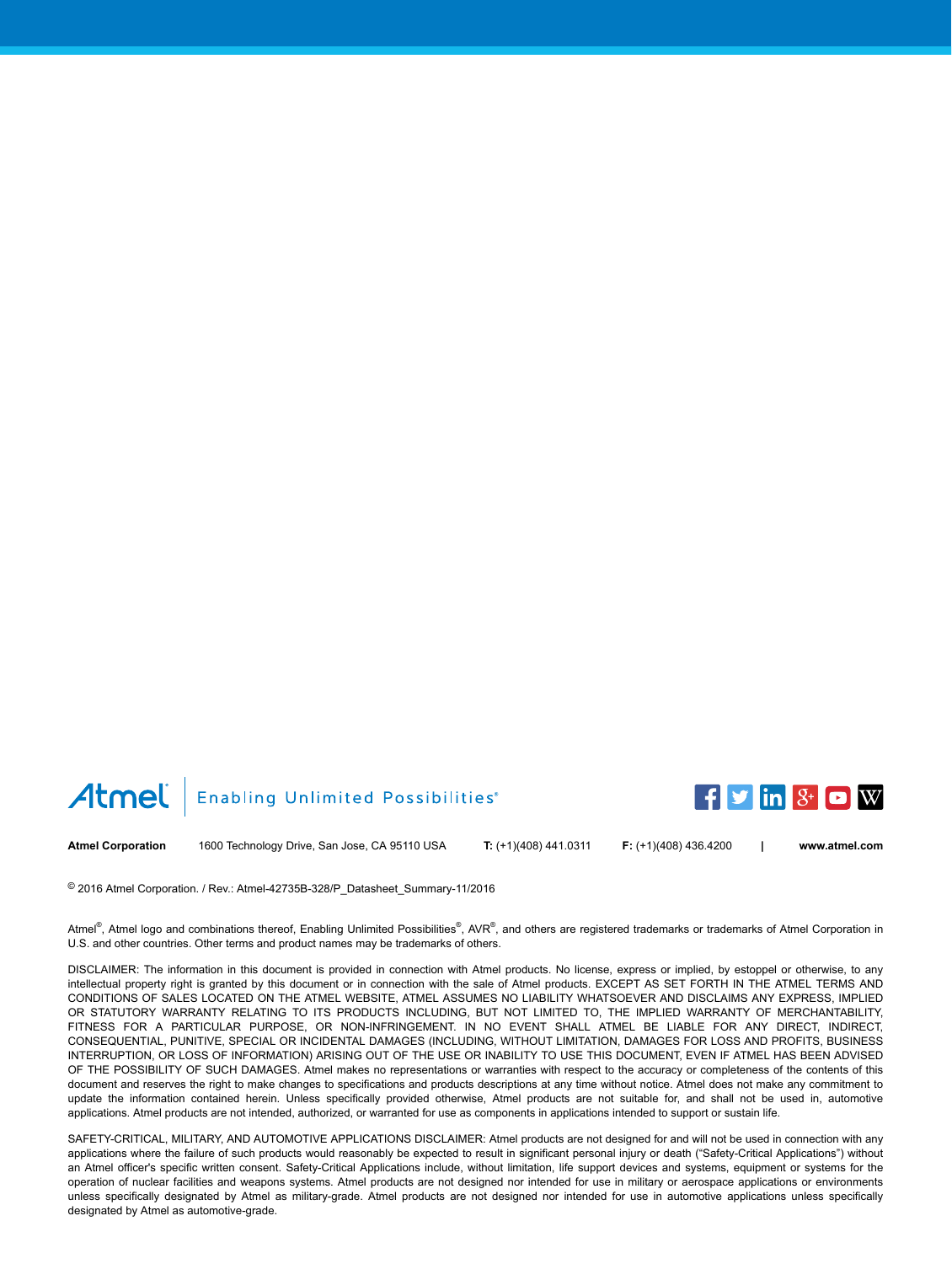Atmel | Enabling Unlimited Possibilities®

**Atmel Corporation** 1600 Technology Drive, San Jose, CA 95110 USA **T:** (+1)(408) 441.0311 **F:** (+1)(408) 436.4200 | **www.atmel.com**

© 2016 Atmel Corporation. / Rev.: Atmel-42735B-328/P_Datasheet_Summary-11/2016

Atmel®, Atmel logo and combinations thereof, Enabling Unlimited Possibilities®, AVR®, and others are registered trademarks or trademarks of Atmel Corporation in U.S. and other countries. Other terms and product names may be trademarks of others.

DISCLAIMER: The information in this document is provided in connection with Atmel products. No license, express or implied, by estoppel or otherwise, to any intellectual property right is granted by this document or in connection with the sale of Atmel products. EXCEPT AS SET FORTH IN THE ATMEL TERMS AND CONDITIONS OF SALES LOCATED ON THE ATMEL WEBSITE, ATMEL ASSUMES NO LIABILITY WHATSOEVER AND DISCLAIMS ANY EXPRESS, IMPLIED OR STATUTORY WARRANTY RELATING TO ITS PRODUCTS INCLUDING, BUT NOT LIMITED TO, THE IMPLIED WARRANTY OF MERCHANTABILITY, FITNESS FOR A PARTICULAR PURPOSE, OR NON-INFRINGEMENT. IN NO EVENT SHALL ATMEL BE LIABLE FOR ANY DIRECT, INDIRECT, CONSEQUENTIAL, PUNITIVE, SPECIAL OR INCIDENTAL DAMAGES (INCLUDING, WITHOUT LIMITATION, DAMAGES FOR LOSS AND PROFITS, BUSINESS INTERRUPTION, OR LOSS OF INFORMATION) ARISING OUT OF THE USE OR INABILITY TO USE THIS DOCUMENT, EVEN IF ATMEL HAS BEEN ADVISED OF THE POSSIBILITY OF SUCH DAMAGES. Atmel makes no representations or warranties with respect to the accuracy or completeness of the contents of this document and reserves the right to make changes to specifications and products descriptions at any time without notice. Atmel does not make any commitment to update the information contained herein. Unless specifically provided otherwise, Atmel products are not suitable for, and shall not be used in, automotive applications. Atmel products are not intended, authorized, or warranted for use as components in applications intended to support or sustain life.

SAFETY-CRITICAL, MILITARY, AND AUTOMOTIVE APPLICATIONS DISCLAIMER: Atmel products are not designed for and will not be used in connection with any applications where the failure of such products would reasonably be expected to result in significant personal injury or death ("Safety-Critical Applications") without an Atmel officer's specific written consent. Safety-Critical Applications include, without limitation, life support devices and systems, equipment or systems for the operation of nuclear facilities and weapons systems. Atmel products are not designed nor intended for use in military or aerospace applications or environments unless specifically designated by Atmel as military-grade. Atmel products are not designed nor intended for use in automotive applications unless specifically designated by Atmel as automotive-grade.